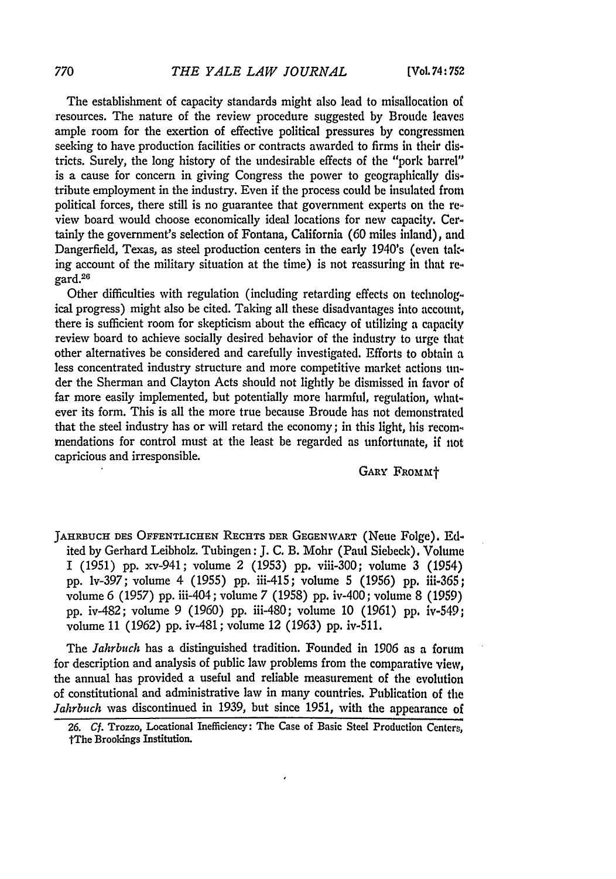The establishment of capacity standards might also lead to misallocation of resources. The nature of the review procedure suggested by Broude leaves ample room for the exertion of effective political pressures by congressmen seeking to have production facilities or contracts awarded to firms in their districts. Surely, the long history of the undesirable effects of the "pork barrel" is a cause for concern in giving Congress the power to geographically distribute employment in the industry. Even if the process could be insulated from political forces, there still is no guarantee that government experts on the review board would choose economically ideal locations for new capacity. Certainly the government's selection of Fontana, California (60 miles inland), and Dangerfield, Texas, as steel production centers in the early 1940's (even taking account of the military situation at the time) is not reassuring in that regard.[26]

Other difficulties with regulation (including retarding effects on technological progress) might also be cited. Taking all these disadvantages into account, there is sufficient room for skepticism about the efficacy of utilizing a capacity review board to achieve socially desired behavior of the industry to urge that other alternatives be considered and carefully investigated. Efforts to obtain a less concentrated industry structure and more competitive market actions under the Sherman and Clayton Acts should not lightly be dismissed in favor of far more easily implemented, but potentially more harmful, regulation, whatever its form. This is all the more true because Broude has not demonstrated that the steel industry has or will retard the economy; in this light, his recommendations for control must at the least be regarded as unfortunate, if not capricious and irresponsible.

GARY FROMM†

JAHRBUCH DES OFFENTLICHEN RECHTS DER GEGENWART (Neue Folge). Edited by Gerhard Leibholz. Tubingen: J. C. B. Mohr (Paul Siebeck). Volume I (1951) pp. xv-941; volume 2 (1953) pp. viii-300; volume 3 (1954) pp. lv-397; volume 4 (1955) pp. iii-415; volume 5 (1956) pp. iii-365; volume 6 (1957) pp. iii-404; volume 7 (1958) pp. iv-400; volume 8 (1959) pp. iv-482; volume 9 (1960) pp. iii-480; volume 10 (1961) pp. iv-549; volume 11 (1962) pp. iv-481; volume 12 (1963) pp. iv-511.

The *Jahrbuch* has a distinguished tradition. Founded in 1906 as a forum for description and analysis of public law problems from the comparative view, the annual has provided a useful and reliable measurement of the evolution of constitutional and administrative law in many countries. Publication of the *Jahrbuch* was discontinued in 1939, but since 1951, with the appearance of

26. *Cf.* Trozzo, Locational Inefficiency: The Case of Basic Steel Production Centers,

†The Brookings Institution.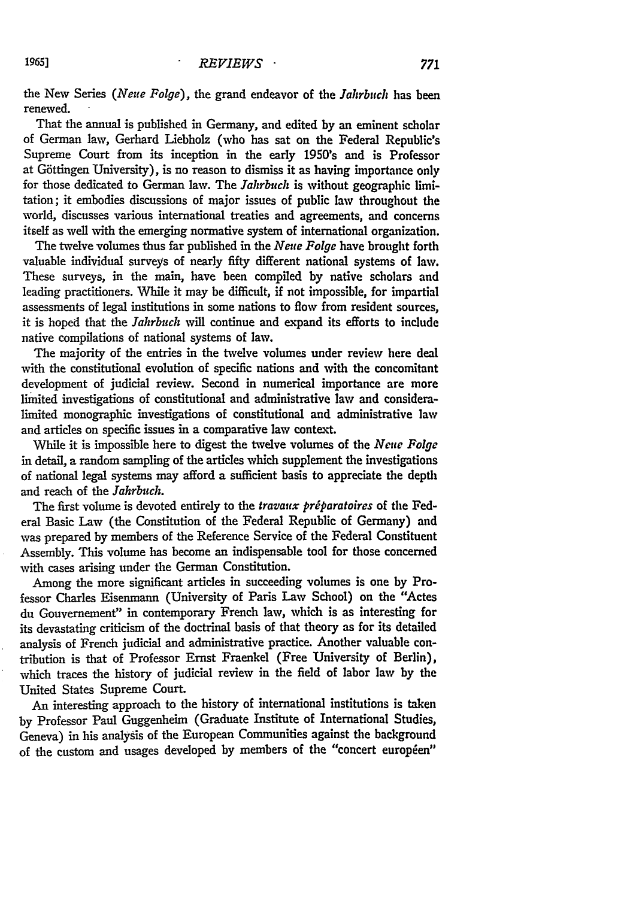the New Series (*Neue Folge*), the grand endeavor of the *Jahrbuch* has been renewed.

That the annual is published in Germany, and edited by an eminent scholar of German law, Gerhard Liebholz (who has sat on the Federal Republic's Supreme Court from its inception in the early 1950's and is Professor at Göttingen University), is no reason to dismiss it as having importance only for those dedicated to German law. The *Jahrbuch* is without geographic limitation; it embodies discussions of major issues of public law throughout the world, discusses various international treaties and agreements, and concerns itself as well with the emerging normative system of international organization.

The twelve volumes thus far published in the *Neue Folge* have brought forth valuable individual surveys of nearly fifty different national systems of law. These surveys, in the main, have been compiled by native scholars and leading practitioners. While it may be difficult, if not impossible, for impartial assessments of legal institutions in some nations to flow from resident sources, it is hoped that the *Jahrbuch* will continue and expand its efforts to include native compilations of national systems of law.

The majority of the entries in the twelve volumes under review here deal with the constitutional evolution of specific nations and with the concomitant development of judicial review. Second in numerical importance are more limited investigations of constitutional and administrative law and considera-limited monographic investigations of constitutional and administrative law and articles on specific issues in a comparative law context.

While it is impossible here to digest the twelve volumes of the *Neue Folge* in detail, a random sampling of the articles which supplement the investigations of national legal systems may afford a sufficient basis to appreciate the depth and reach of the *Jahrbuch.*

The first volume is devoted entirely to the *travaux préparatoires* of the Federal Basic Law (the Constitution of the Federal Republic of Germany) and was prepared by members of the Reference Service of the Federal Constituent Assembly. This volume has become an indispensable tool for those concerned with cases arising under the German Constitution.

Among the more significant articles in succeeding volumes is one by Professor Charles Eisenmann (University of Paris Law School) on the "Actes du Gouvernement" in contemporary French law, which is as interesting for its devastating criticism of the doctrinal basis of that theory as for its detailed analysis of French judicial and administrative practice. Another valuable contribution is that of Professor Ernst Fraenkel (Free University of Berlin), which traces the history of judicial review in the field of labor law by the United States Supreme Court.

An interesting approach to the history of international institutions is taken by Professor Paul Guggenheim (Graduate Institute of International Studies, Geneva) in his analysis of the European Communities against the background of the custom and usages developed by members of the "concert européen"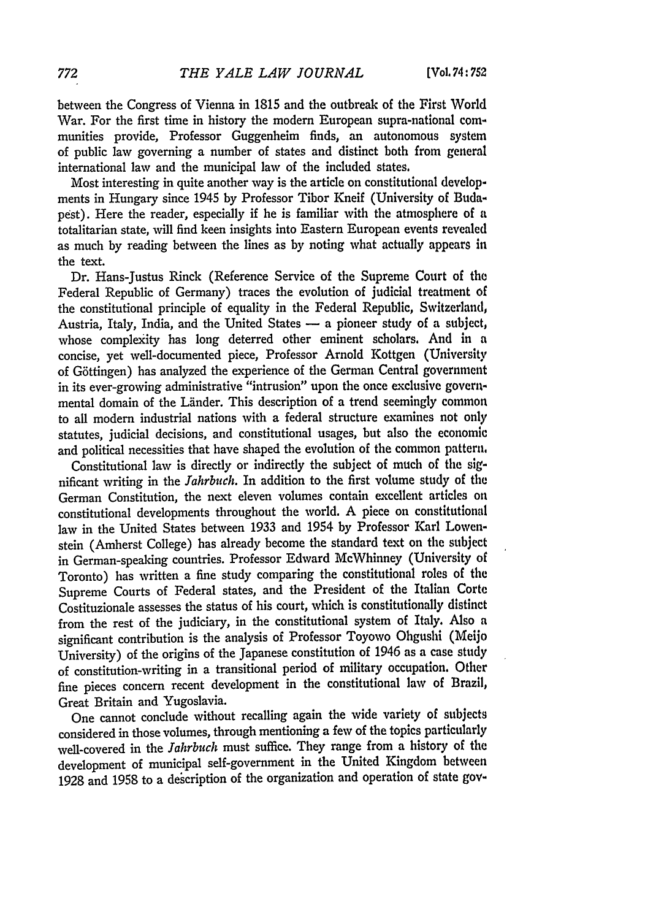between the Congress of Vienna in 1815 and the outbreak of the First World War. For the first time in history the modern European supra-national communities provide, Professor Guggenheim finds, an autonomous system of public law governing a number of states and distinct both from general international law and the municipal law of the included states.

Most interesting in quite another way is the article on constitutional developments in Hungary since 1945 by Professor Tibor Kneif (University of Budapest). Here the reader, especially if he is familiar with the atmosphere of a totalitarian state, will find keen insights into Eastern European events revealed as much by reading between the lines as by noting what actually appears in the text.

Dr. Hans-Justus Rinck (Reference Service of the Supreme Court of the Federal Republic of Germany) traces the evolution of judicial treatment of the constitutional principle of equality in the Federal Republic, Switzerland, Austria, Italy, India, and the United States — a pioneer study of a subject, whose complexity has long deterred other eminent scholars. And in a concise, yet well-documented piece, Professor Arnold Kottgen (University of Göttingen) has analyzed the experience of the German Central government in its ever-growing administrative "intrusion" upon the once exclusive governmental domain of the Länder. This description of a trend seemingly common to all modern industrial nations with a federal structure examines not only statutes, judicial decisions, and constitutional usages, but also the economic and political necessities that have shaped the evolution of the common pattern.

Constitutional law is directly or indirectly the subject of much of the significant writing in the *Jahrbuch*. In addition to the first volume study of the German Constitution, the next eleven volumes contain excellent articles on constitutional developments throughout the world. A piece on constitutional law in the United States between 1933 and 1954 by Professor Karl Lowenstein (Amherst College) has already become the standard text on the subject in German-speaking countries. Professor Edward McWhinney (University of Toronto) has written a fine study comparing the constitutional roles of the Supreme Courts of Federal states, and the President of the Italian Corte Costituzionale assesses the status of his court, which is constitutionally distinct from the rest of the judiciary, in the constitutional system of Italy. Also a significant contribution is the analysis of Professor Toyowo Ohgushi (Meijo University) of the origins of the Japanese constitution of 1946 as a case study of constitution-writing in a transitional period of military occupation. Other fine pieces concern recent development in the constitutional law of Brazil, Great Britain and Yugoslavia.

One cannot conclude without recalling again the wide variety of subjects considered in those volumes, through mentioning a few of the topics particularly well-covered in the *Jahrbuch* must suffice. They range from a history of the development of municipal self-government in the United Kingdom between 1928 and 1958 to a description of the organization and operation of state gov-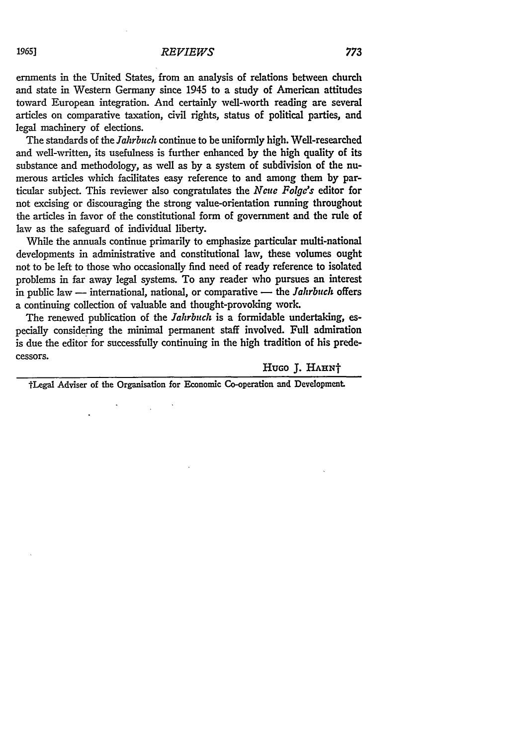ernments in the United States, from an analysis of relations between church and state in Western Germany since 1945 to a study of American attitudes toward European integration. And certainly well-worth reading are several articles on comparative taxation, civil rights, status of political parties, and legal machinery of elections.

The standards of the *Jahrbuch* continue to be uniformly high. Well-researched and well-written, its usefulness is further enhanced by the high quality of its substance and methodology, as well as by a system of subdivision of the numerous articles which facilitates easy reference to and among them by particular subject. This reviewer also congratulates the *Neue Folge's* editor for not excising or discouraging the strong value-orientation running throughout the articles in favor of the constitutional form of government and the rule of law as the safeguard of individual liberty.

While the annuals continue primarily to emphasize particular multi-national developments in administrative and constitutional law, these volumes ought not to be left to those who occasionally find need of ready reference to isolated problems in far away legal systems. To any reader who pursues an interest in public law — international, national, or comparative — the *Jahrbuch* offers a continuing collection of valuable and thought-provoking work.

The renewed publication of the *Jahrbuch* is a formidable undertaking, especially considering the minimal permanent staff involved. Full admiration is due the editor for successfully continuing in the high tradition of his predecessors.

HUGO J. HAHN†

†Legal Adviser of the Organisation for Economic Co-operation and Development.